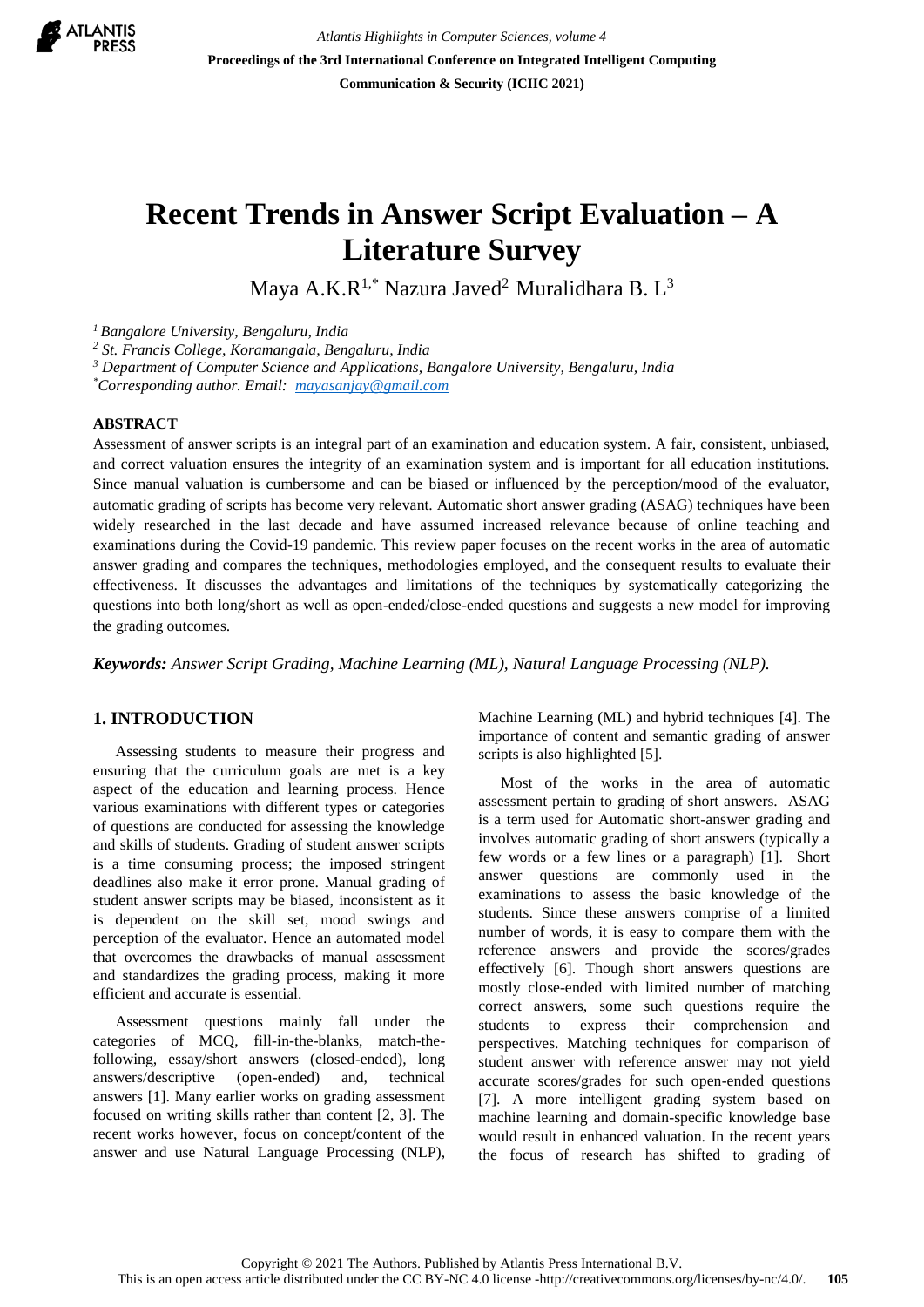# Recent Trends in Answer Script Evaluation – A Literature Survey

Maya A.K.R[1,*] Nazura Javed[2] Muralidhara B. L[3]

[1] *Bangalore University, Bengaluru, India*
[2] *St. Francis College, Koramangala, Bengaluru, India*
[3] *Department of Computer Science and Applications, Bangalore University, Bengaluru, India*
[*] *Corresponding author. Email: mayasanjay@gmail.com*

## ABSTRACT

Assessment of answer scripts is an integral part of an examination and education system. A fair, consistent, unbiased, and correct valuation ensures the integrity of an examination system and is important for all education institutions. Since manual valuation is cumbersome and can be biased or influenced by the perception/mood of the evaluator, automatic grading of scripts has become very relevant. Automatic short answer grading (ASAG) techniques have been widely researched in the last decade and have assumed increased relevance because of online teaching and examinations during the Covid-19 pandemic. This review paper focuses on the recent works in the area of automatic answer grading and compares the techniques, methodologies employed, and the consequent results to evaluate their effectiveness. It discusses the advantages and limitations of the techniques by systematically categorizing the questions into both long/short as well as open-ended/close-ended questions and suggests a new model for improving the grading outcomes.

***Keywords:*** *Answer Script Grading, Machine Learning (ML), Natural Language Processing (NLP).*

## 1. INTRODUCTION

Assessing students to measure their progress and ensuring that the curriculum goals are met is a key aspect of the education and learning process. Hence various examinations with different types or categories of questions are conducted for assessing the knowledge and skills of students. Grading of student answer scripts is a time consuming process; the imposed stringent deadlines also make it error prone. Manual grading of student answer scripts may be biased, inconsistent as it is dependent on the skill set, mood swings and perception of the evaluator. Hence an automated model that overcomes the drawbacks of manual assessment and standardizes the grading process, making it more efficient and accurate is essential.

Assessment questions mainly fall under the categories of MCQ, fill-in-the-blanks, match-the-following, essay/short answers (closed-ended), long answers/descriptive (open-ended) and, technical answers [1]. Many earlier works on grading assessment focused on writing skills rather than content [2, 3]. The recent works however, focus on concept/content of the answer and use Natural Language Processing (NLP), Machine Learning (ML) and hybrid techniques [4]. The importance of content and semantic grading of answer scripts is also highlighted [5].

Most of the works in the area of automatic assessment pertain to grading of short answers. ASAG is a term used for Automatic short-answer grading and involves automatic grading of short answers (typically a few words or a few lines or a paragraph) [1]. Short answer questions are commonly used in the examinations to assess the basic knowledge of the students. Since these answers comprise of a limited number of words, it is easy to compare them with the reference answers and provide the scores/grades effectively [6]. Though short answers questions are mostly close-ended with limited number of matching correct answers, some such questions require the students to express their comprehension and perspectives. Matching techniques for comparison of student answer with reference answer may not yield accurate scores/grades for such open-ended questions [7]. A more intelligent grading system based on machine learning and domain-specific knowledge base would result in enhanced valuation. In the recent years the focus of research has shifted to grading of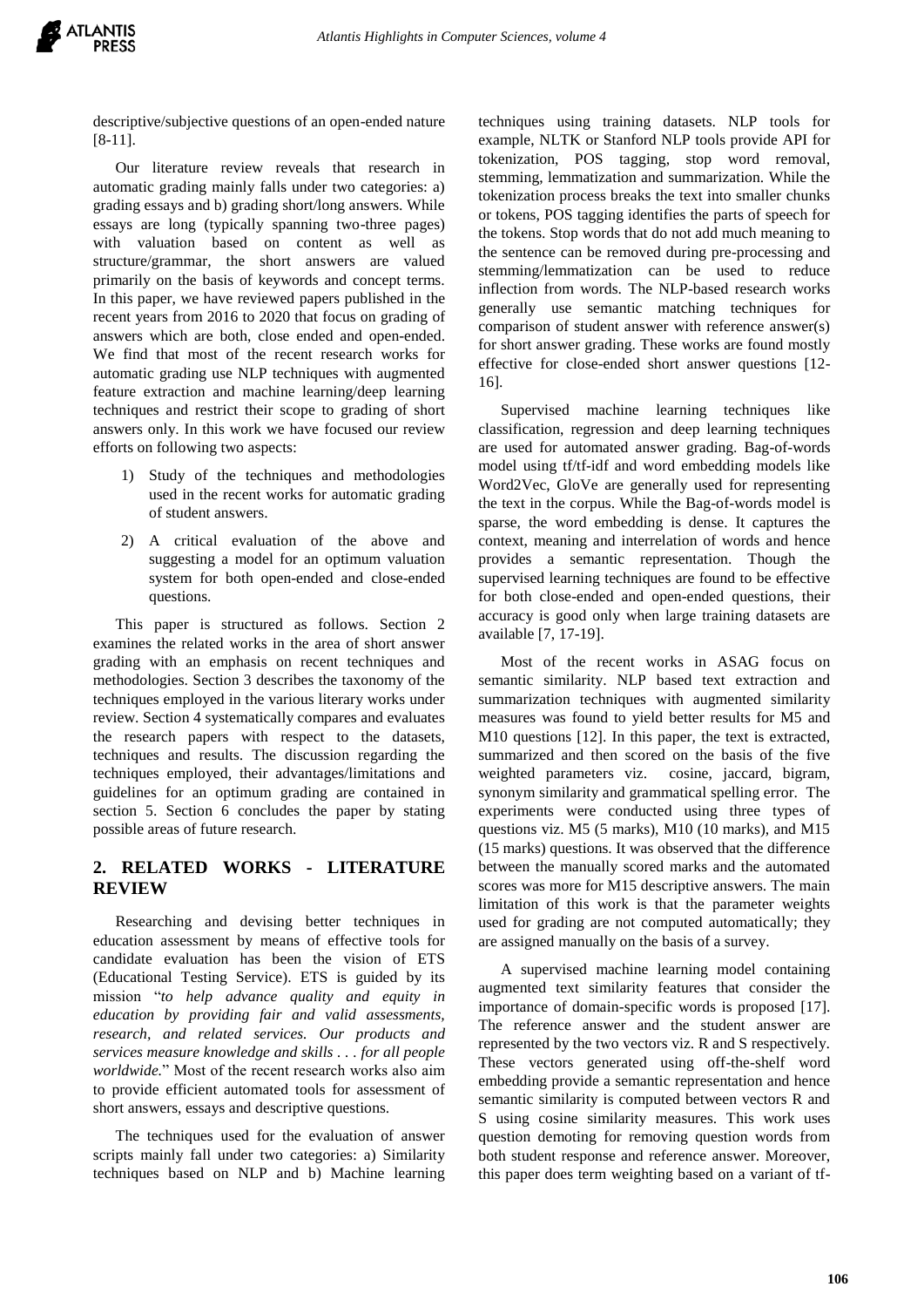descriptive/subjective questions of an open-ended nature [8-11].

Our literature review reveals that research in automatic grading mainly falls under two categories: a) grading essays and b) grading short/long answers. While essays are long (typically spanning two-three pages) with valuation based on content as well as structure/grammar, the short answers are valued primarily on the basis of keywords and concept terms. In this paper, we have reviewed papers published in the recent years from 2016 to 2020 that focus on grading of answers which are both, close ended and open-ended. We find that most of the recent research works for automatic grading use NLP techniques with augmented feature extraction and machine learning/deep learning techniques and restrict their scope to grading of short answers only. In this work we have focused our review efforts on following two aspects:

1) Study of the techniques and methodologies used in the recent works for automatic grading of student answers.
2) A critical evaluation of the above and suggesting a model for an optimum valuation system for both open-ended and close-ended questions.

This paper is structured as follows. Section 2 examines the related works in the area of short answer grading with an emphasis on recent techniques and methodologies. Section 3 describes the taxonomy of the techniques employed in the various literary works under review. Section 4 systematically compares and evaluates the research papers with respect to the datasets, techniques and results. The discussion regarding the techniques employed, their advantages/limitations and guidelines for an optimum grading are contained in section 5. Section 6 concludes the paper by stating possible areas of future research.

## 2. RELATED WORKS - LITERATURE REVIEW

Researching and devising better techniques in education assessment by means of effective tools for candidate evaluation has been the vision of ETS (Educational Testing Service). ETS is guided by its mission "*to help advance quality and equity in education by providing fair and valid assessments, research, and related services. Our products and services measure knowledge and skills . . . for all people worldwide.*" Most of the recent research works also aim to provide efficient automated tools for assessment of short answers, essays and descriptive questions.

The techniques used for the evaluation of answer scripts mainly fall under two categories: a) Similarity techniques based on NLP and b) Machine learning techniques using training datasets. NLP tools for example, NLTK or Stanford NLP tools provide API for tokenization, POS tagging, stop word removal, stemming, lemmatization and summarization. While the tokenization process breaks the text into smaller chunks or tokens, POS tagging identifies the parts of speech for the tokens. Stop words that do not add much meaning to the sentence can be removed during pre-processing and stemming/lemmatization can be used to reduce inflection from words. The NLP-based research works generally use semantic matching techniques for comparison of student answer with reference answer(s) for short answer grading. These works are found mostly effective for close-ended short answer questions [12-16].

Supervised machine learning techniques like classification, regression and deep learning techniques are used for automated answer grading. Bag-of-words model using tf/tf-idf and word embedding models like Word2Vec, GloVe are generally used for representing the text in the corpus. While the Bag-of-words model is sparse, the word embedding is dense. It captures the context, meaning and interrelation of words and hence provides a semantic representation. Though the supervised learning techniques are found to be effective for both close-ended and open-ended questions, their accuracy is good only when large training datasets are available [7, 17-19].

Most of the recent works in ASAG focus on semantic similarity. NLP based text extraction and summarization techniques with augmented similarity measures was found to yield better results for M5 and M10 questions [12]. In this paper, the text is extracted, summarized and then scored on the basis of the five weighted parameters viz. cosine, jaccard, bigram, synonym similarity and grammatical spelling error. The experiments were conducted using three types of questions viz. M5 (5 marks), M10 (10 marks), and M15 (15 marks) questions. It was observed that the difference between the manually scored marks and the automated scores was more for M15 descriptive answers. The main limitation of this work is that the parameter weights used for grading are not computed automatically; they are assigned manually on the basis of a survey.

A supervised machine learning model containing augmented text similarity features that consider the importance of domain-specific words is proposed [17]. The reference answer and the student answer are represented by the two vectors viz. R and S respectively. These vectors generated using off-the-shelf word embedding provide a semantic representation and hence semantic similarity is computed between vectors R and S using cosine similarity measures. This work uses question demoting for removing question words from both student response and reference answer. Moreover, this paper does term weighting based on a variant of tf-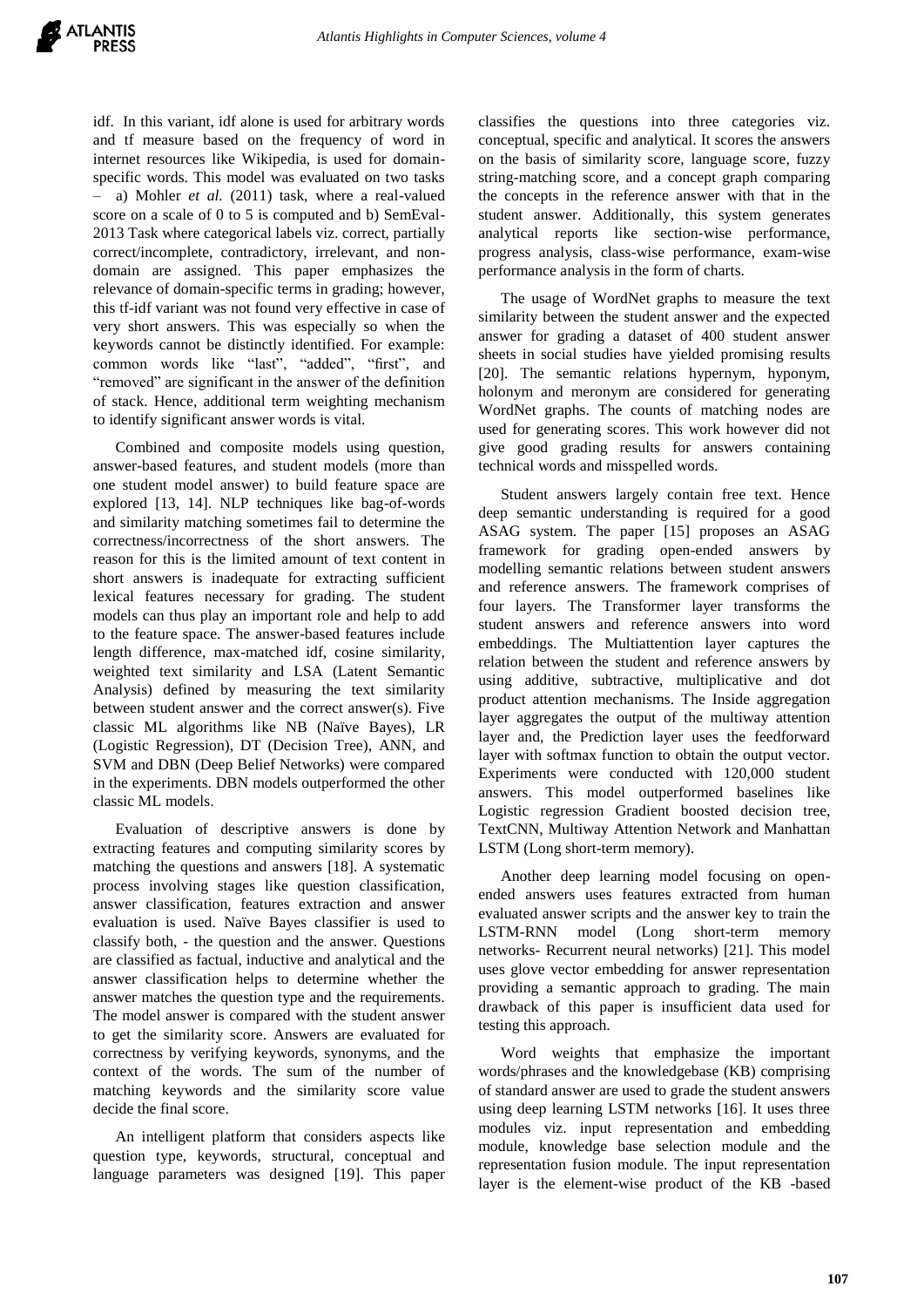idf. In this variant, idf alone is used for arbitrary words and tf measure based on the frequency of word in internet resources like Wikipedia, is used for domain-specific words. This model was evaluated on two tasks – a) Mohler *et al.* (2011) task, where a real-valued score on a scale of 0 to 5 is computed and b) SemEval-2013 Task where categorical labels viz. correct, partially correct/incomplete, contradictory, irrelevant, and non-domain are assigned. This paper emphasizes the relevance of domain-specific terms in grading; however, this tf-idf variant was not found very effective in case of very short answers. This was especially so when the keywords cannot be distinctly identified. For example: common words like "last", "added", "first", and "removed" are significant in the answer of the definition of stack. Hence, additional term weighting mechanism to identify significant answer words is vital.

Combined and composite models using question, answer-based features, and student models (more than one student model answer) to build feature space are explored [13, 14]. NLP techniques like bag-of-words and similarity matching sometimes fail to determine the correctness/incorrectness of the short answers. The reason for this is the limited amount of text content in short answers is inadequate for extracting sufficient lexical features necessary for grading. The student models can thus play an important role and help to add to the feature space. The answer-based features include length difference, max-matched idf, cosine similarity, weighted text similarity and LSA (Latent Semantic Analysis) defined by measuring the text similarity between student answer and the correct answer(s). Five classic ML algorithms like NB (Naïve Bayes), LR (Logistic Regression), DT (Decision Tree), ANN, and SVM and DBN (Deep Belief Networks) were compared in the experiments. DBN models outperformed the other classic ML models.

Evaluation of descriptive answers is done by extracting features and computing similarity scores by matching the questions and answers [18]. A systematic process involving stages like question classification, answer classification, features extraction and answer evaluation is used. Naïve Bayes classifier is used to classify both, - the question and the answer. Questions are classified as factual, inductive and analytical and the answer classification helps to determine whether the answer matches the question type and the requirements. The model answer is compared with the student answer to get the similarity score. Answers are evaluated for correctness by verifying keywords, synonyms, and the context of the words. The sum of the number of matching keywords and the similarity score value decide the final score.

An intelligent platform that considers aspects like question type, keywords, structural, conceptual and language parameters was designed [19]. This paper classifies the questions into three categories viz. conceptual, specific and analytical. It scores the answers on the basis of similarity score, language score, fuzzy string-matching score, and a concept graph comparing the concepts in the reference answer with that in the student answer. Additionally, this system generates analytical reports like section-wise performance, progress analysis, class-wise performance, exam-wise performance analysis in the form of charts.

The usage of WordNet graphs to measure the text similarity between the student answer and the expected answer for grading a dataset of 400 student answer sheets in social studies have yielded promising results [20]. The semantic relations hypernym, hyponym, holonym and meronym are considered for generating WordNet graphs. The counts of matching nodes are used for generating scores. This work however did not give good grading results for answers containing technical words and misspelled words.

Student answers largely contain free text. Hence deep semantic understanding is required for a good ASAG system. The paper [15] proposes an ASAG framework for grading open-ended answers by modelling semantic relations between student answers and reference answers. The framework comprises of four layers. The Transformer layer transforms the student answers and reference answers into word embeddings. The Multiattention layer captures the relation between the student and reference answers by using additive, subtractive, multiplicative and dot product attention mechanisms. The Inside aggregation layer aggregates the output of the multiway attention layer and, the Prediction layer uses the feedforward layer with softmax function to obtain the output vector. Experiments were conducted with 120,000 student answers. This model outperformed baselines like Logistic regression Gradient boosted decision tree, TextCNN, Multiway Attention Network and Manhattan LSTM (Long short-term memory).

Another deep learning model focusing on open-ended answers uses features extracted from human evaluated answer scripts and the answer key to train the LSTM-RNN model (Long short-term memory networks- Recurrent neural networks) [21]. This model uses glove vector embedding for answer representation providing a semantic approach to grading. The main drawback of this paper is insufficient data used for testing this approach.

Word weights that emphasize the important words/phrases and the knowledgebase (KB) comprising of standard answer are used to grade the student answers using deep learning LSTM networks [16]. It uses three modules viz. input representation and embedding module, knowledge base selection module and the representation fusion module. The input representation layer is the element-wise product of the KB -based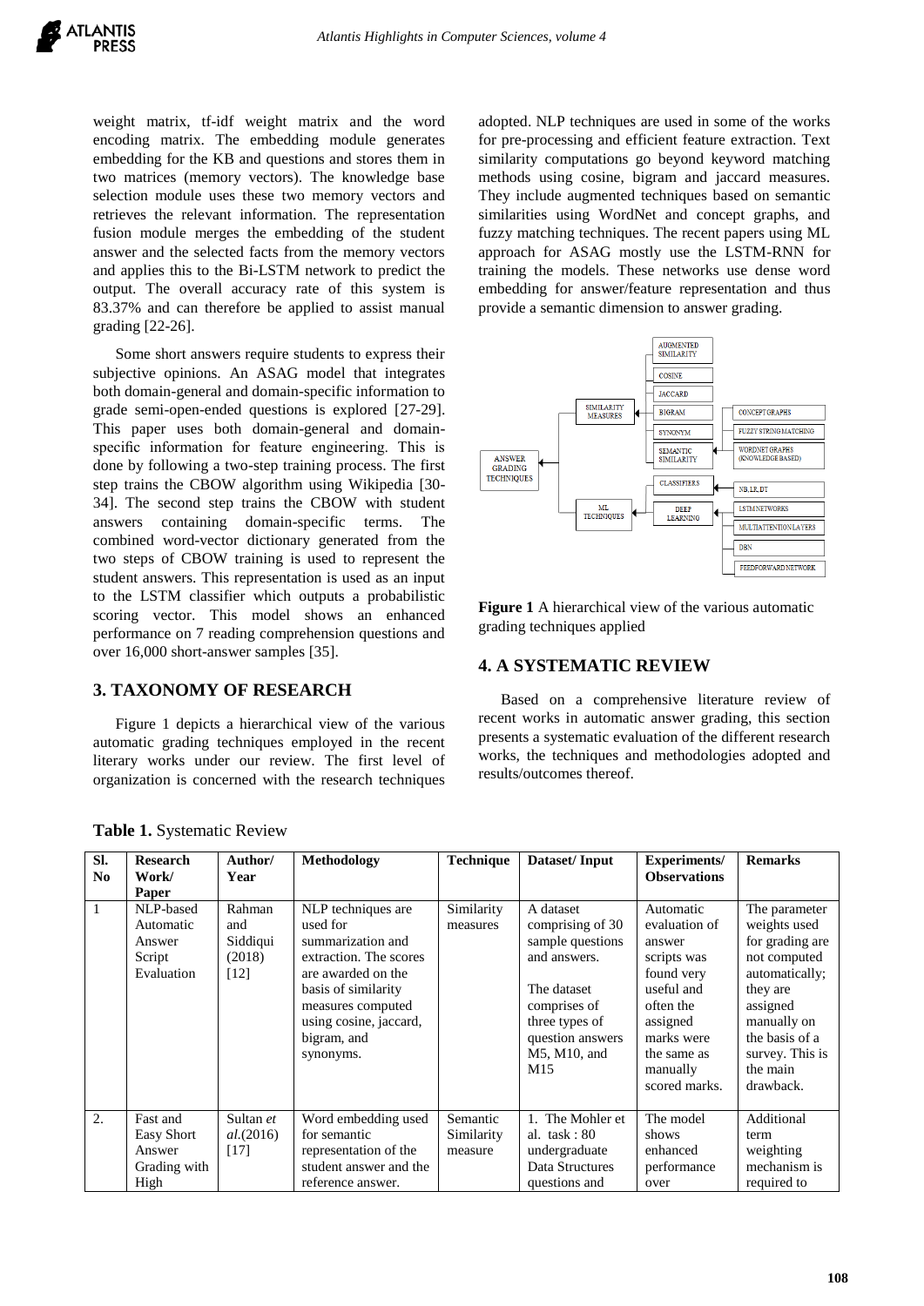weight matrix, tf-idf weight matrix and the word encoding matrix. The embedding module generates embedding for the KB and questions and stores them in two matrices (memory vectors). The knowledge base selection module uses these two memory vectors and retrieves the relevant information. The representation fusion module merges the embedding of the student answer and the selected facts from the memory vectors and applies this to the Bi-LSTM network to predict the output. The overall accuracy rate of this system is 83.37% and can therefore be applied to assist manual grading [22-26].

Some short answers require students to express their subjective opinions. An ASAG model that integrates both domain-general and domain-specific information to grade semi-open-ended questions is explored [27-29]. This paper uses both domain-general and domain-specific information for feature engineering. This is done by following a two-step training process. The first step trains the CBOW algorithm using Wikipedia [30-34]. The second step trains the CBOW with student answers containing domain-specific terms. The combined word-vector dictionary generated from the two steps of CBOW training is used to represent the student answers. This representation is used as an input to the LSTM classifier which outputs a probabilistic scoring vector. This model shows an enhanced performance on 7 reading comprehension questions and over 16,000 short-answer samples [35].

## 3. TAXONOMY OF RESEARCH

Figure 1 depicts a hierarchical view of the various automatic grading techniques employed in the recent literary works under our review. The first level of organization is concerned with the research techniques adopted. NLP techniques are used in some of the works for pre-processing and efficient feature extraction. Text similarity computations go beyond keyword matching methods using cosine, bigram and jaccard measures. They include augmented techniques based on semantic similarities using WordNet and concept graphs, and fuzzy matching techniques. The recent papers using ML approach for ASAG mostly use the LSTM-RNN for training the models. These networks use dense word embedding for answer/feature representation and thus provide a semantic dimension to answer grading.

ANSWER GRADING TECHNIQUES
- SIMILARITY MEASURES
  - AUGMENTED SIMILARITY
  - COSINE
  - JACCARD
  - BIGRAM
  - SYNONYM
  - SEMANTIC SIMILARITY
    - CONCEPT GRAPHS
    - FUZZY STRING MATCHING
    - WORDNET GRAPHS (KNOWLEDGE BASED)
- ML TECHNIQUES
  - CLASSIFIERS
    - NB,LR,DT
  - DEEP LEARNING
    - LSTM NETWORKS
    - MULTIATTENTION LAYERS
    - DBN
    - FEEDFORWARD NETWORK

**Figure 1** A hierarchical view of the various automatic grading techniques applied

## 4. A SYSTEMATIC REVIEW

Based on a comprehensive literature review of recent works in automatic answer grading, this section presents a systematic evaluation of the different research works, the techniques and methodologies adopted and results/outcomes thereof.

**Table 1.** Systematic Review

| Sl. No | Research Work/ Paper | Author/ Year | Methodology | Technique | Dataset/ Input | Experiments/ Observations | Remarks |
|---|---|---|---|---|---|---|---|
| 1 | NLP-based Automatic Answer Script Evaluation | Rahman and Siddiqui (2018) [12] | NLP techniques are used for summarization and extraction. The scores are awarded on the basis of similarity measures computed using cosine, jaccard, bigram, and synonyms. | Similarity measures | A dataset comprising of 30 sample questions and answers. The dataset comprises of three types of question answers M5, M10, and M15 | Automatic evaluation of answer scripts was found very useful and often the assigned marks were the same as manually scored marks. | The parameter weights used for grading are not computed automatically; they are assigned manually on the basis of a survey. This is the main drawback. |
| 2. | Fast and Easy Short Answer Grading with High | Sultan *et al.*(2016) [17] | Word embedding used for semantic representation of the student answer and the reference answer. | Semantic Similarity measure | 1. The Mohler et al. task : 80 undergraduate Data Structures questions and | The model shows enhanced performance over | Additional term weighting mechanism is required to |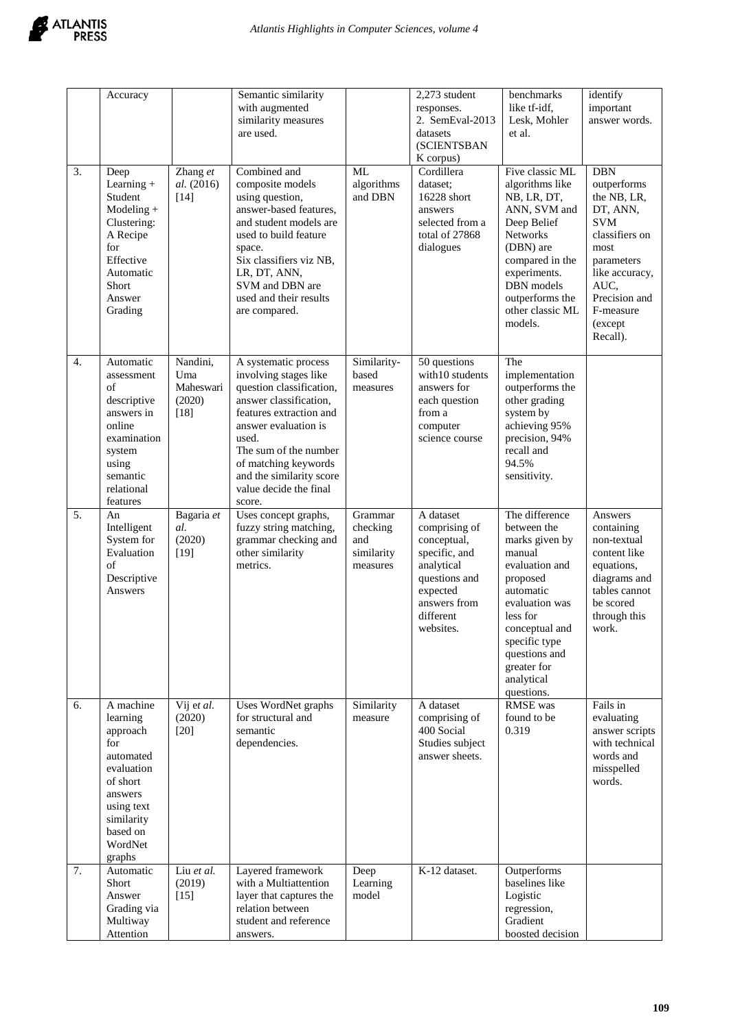|  | Accuracy |  | Semantic similarity with augmented similarity measures are used. |  | 2,273 student responses. 2. SemEval-2013 datasets (SCIENTSBANK corpus) | benchmarks like tf-idf, Lesk, Mohler et al. | identify important answer words. |
|---|---|---|---|---|---|---|---|
| 3. | Deep Learning + Student Modeling + Clustering: A Recipe for Effective Automatic Short Answer Grading | Zhang *et al.* (2016) [14] | Combined and composite models using question, answer-based features, and student models are used to build feature space. Six classifiers viz NB, LR, DT, ANN, SVM and DBN are used and their results are compared. | ML algorithms and DBN | Cordillera dataset; 16228 short answers selected from a total of 27868 dialogues | Five classic ML algorithms like NB, LR, DT, ANN, SVM and Deep Belief Networks (DBN) are compared in the experiments. DBN models outperforms the other classic ML models. | DBN outperforms the NB, LR, DT, ANN, SVM classifiers on most parameters like accuracy, AUC, Precision and F-measure (except Recall). |
| 4. | Automatic assessment of descriptive answers in online examination system using semantic relational features | Nandini, Uma Maheswari (2020) [18] | A systematic process involving stages like question classification, answer classification, features extraction and answer evaluation is used. The sum of the number of matching keywords and the similarity score value decide the final score. | Similarity-based measures | 50 questions with10 students answers for each question from a computer science course | The implementation outperforms the other grading system by achieving 95% precision, 94% recall and 94.5% sensitivity. |  |
| 5. | An Intelligent System for Evaluation of Descriptive Answers | Bagaria *et al.* (2020) [19] | Uses concept graphs, fuzzy string matching, grammar checking and other similarity metrics. | Grammar checking and similarity measures | A dataset comprising of conceptual, specific, and analytical questions and expected answers from different websites. | The difference between the marks given by manual evaluation and proposed automatic evaluation was less for conceptual and specific type questions and greater for analytical questions. | Answers containing non-textual content like equations, diagrams and tables cannot be scored through this work. |
| 6. | A machine learning approach for automated evaluation of short answers using text similarity based on WordNet graphs | Vij *et al.* (2020) [20] | Uses WordNet graphs for structural and semantic dependencies. | Similarity measure | A dataset comprising of 400 Social Studies subject answer sheets. | RMSE was found to be 0.319 | Fails in evaluating answer scripts with technical words and misspelled words. |
| 7. | Automatic Short Answer Grading via Multiway Attention | Liu *et al.* (2019) [15] | Layered framework with a Multiattention layer that captures the relation between student and reference answers. | Deep Learning model | K-12 dataset. | Outperforms baselines like Logistic regression, Gradient boosted decision |  |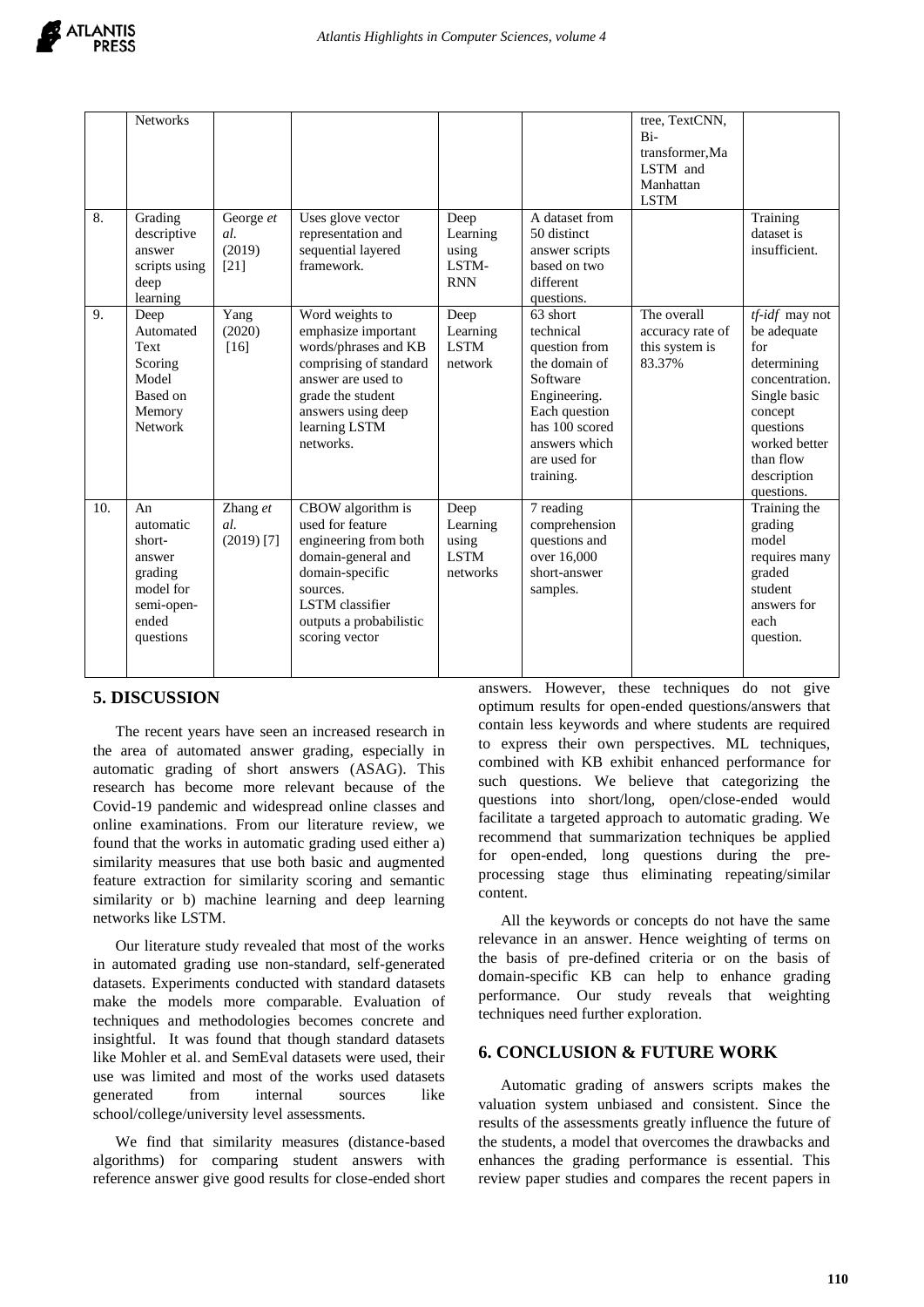|  | Networks |  |  |  |  | tree, TextCNN, Bi-transformer,Ma LSTM and Manhattan LSTM |  |
|---|---|---|---|---|---|---|---|
| 8. | Grading descriptive answer scripts using deep learning | George *et al.* (2019) [21] | Uses glove vector representation and sequential layered framework. | Deep Learning using LSTM-RNN | A dataset from 50 distinct answer scripts based on two different questions. |  | Training dataset is insufficient. |
| 9. | Deep Automated Text Scoring Model Based on Memory Network | Yang (2020) [16] | Word weights to emphasize important words/phrases and KB comprising of standard answer are used to grade the student answers using deep learning LSTM networks. | Deep Learning LSTM network | 63 short technical question from the domain of Software Engineering. Each question has 100 scored answers which are used for training. | The overall accuracy rate of this system is 83.37% | *tf-idf* may not be adequate for determining concentration. Single basic concept questions worked better than flow description questions. |
| 10. | An automatic short-answer grading model for semi-open-ended questions | Zhang *et al.* (2019) [7] | CBOW algorithm is used for feature engineering from both domain-general and domain-specific sources. LSTM classifier outputs a probabilistic scoring vector | Deep Learning using LSTM networks | 7 reading comprehension questions and over 16,000 short-answer samples. |  | Training the grading model requires many graded student answers for each question. |

## 5. DISCUSSION

The recent years have seen an increased research in the area of automated answer grading, especially in automatic grading of short answers (ASAG). This research has become more relevant because of the Covid-19 pandemic and widespread online classes and online examinations. From our literature review, we found that the works in automatic grading used either a) similarity measures that use both basic and augmented feature extraction for similarity scoring and semantic similarity or b) machine learning and deep learning networks like LSTM.

Our literature study revealed that most of the works in automated grading use non-standard, self-generated datasets. Experiments conducted with standard datasets make the models more comparable. Evaluation of techniques and methodologies becomes concrete and insightful. It was found that though standard datasets like Mohler et al. and SemEval datasets were used, their use was limited and most of the works used datasets generated from internal sources like school/college/university level assessments.

We find that similarity measures (distance-based algorithms) for comparing student answers with reference answer give good results for close-ended short answers. However, these techniques do not give optimum results for open-ended questions/answers that contain less keywords and where students are required to express their own perspectives. ML techniques, combined with KB exhibit enhanced performance for such questions. We believe that categorizing the questions into short/long, open/close-ended would facilitate a targeted approach to automatic grading. We recommend that summarization techniques be applied for open-ended, long questions during the pre-processing stage thus eliminating repeating/similar content.

All the keywords or concepts do not have the same relevance in an answer. Hence weighting of terms on the basis of pre-defined criteria or on the basis of domain-specific KB can help to enhance grading performance. Our study reveals that weighting techniques need further exploration.

## 6. CONCLUSION & FUTURE WORK

Automatic grading of answers scripts makes the valuation system unbiased and consistent. Since the results of the assessments greatly influence the future of the students, a model that overcomes the drawbacks and enhances the grading performance is essential. This review paper studies and compares the recent papers in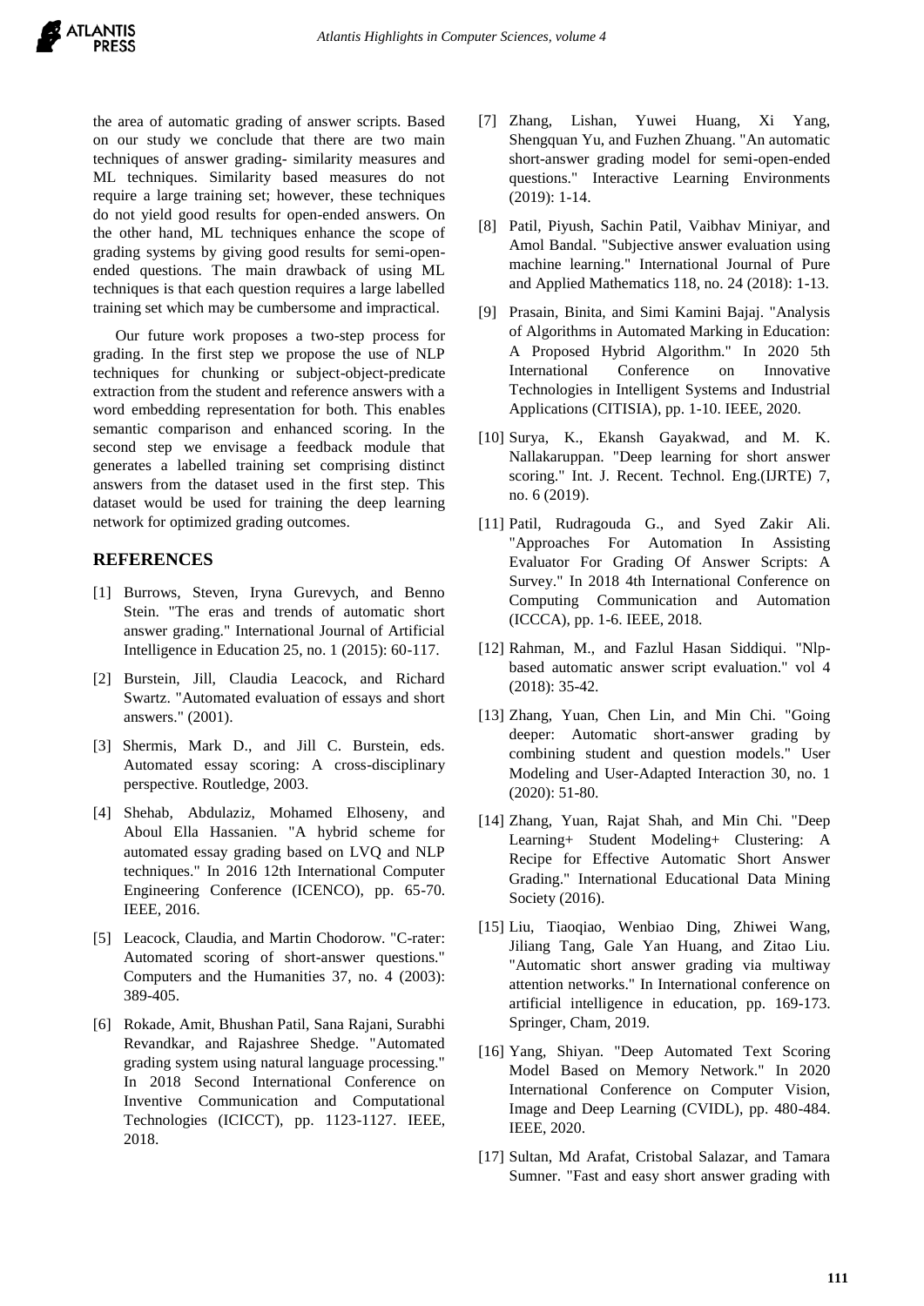the area of automatic grading of answer scripts. Based on our study we conclude that there are two main techniques of answer grading- similarity measures and ML techniques. Similarity based measures do not require a large training set; however, these techniques do not yield good results for open-ended answers. On the other hand, ML techniques enhance the scope of grading systems by giving good results for semi-open-ended questions. The main drawback of using ML techniques is that each question requires a large labelled training set which may be cumbersome and impractical.

Our future work proposes a two-step process for grading. In the first step we propose the use of NLP techniques for chunking or subject-object-predicate extraction from the student and reference answers with a word embedding representation for both. This enables semantic comparison and enhanced scoring. In the second step we envisage a feedback module that generates a labelled training set comprising distinct answers from the dataset used in the first step. This dataset would be used for training the deep learning network for optimized grading outcomes.

## REFERENCES

[1] Burrows, Steven, Iryna Gurevych, and Benno Stein. "The eras and trends of automatic short answer grading." International Journal of Artificial Intelligence in Education 25, no. 1 (2015): 60-117.

[2] Burstein, Jill, Claudia Leacock, and Richard Swartz. "Automated evaluation of essays and short answers." (2001).

[3] Shermis, Mark D., and Jill C. Burstein, eds. Automated essay scoring: A cross-disciplinary perspective. Routledge, 2003.

[4] Shehab, Abdulaziz, Mohamed Elhoseny, and Aboul Ella Hassanien. "A hybrid scheme for automated essay grading based on LVQ and NLP techniques." In 2016 12th International Computer Engineering Conference (ICENCO), pp. 65-70. IEEE, 2016.

[5] Leacock, Claudia, and Martin Chodorow. "C-rater: Automated scoring of short-answer questions." Computers and the Humanities 37, no. 4 (2003): 389-405.

[6] Rokade, Amit, Bhushan Patil, Sana Rajani, Surabhi Revandkar, and Rajashree Shedge. "Automated grading system using natural language processing." In 2018 Second International Conference on Inventive Communication and Computational Technologies (ICICCT), pp. 1123-1127. IEEE, 2018.

[7] Zhang, Lishan, Yuwei Huang, Xi Yang, Shengquan Yu, and Fuzhen Zhuang. "An automatic short-answer grading model for semi-open-ended questions." Interactive Learning Environments (2019): 1-14.

[8] Patil, Piyush, Sachin Patil, Vaibhav Miniyar, and Amol Bandal. "Subjective answer evaluation using machine learning." International Journal of Pure and Applied Mathematics 118, no. 24 (2018): 1-13.

[9] Prasain, Binita, and Simi Kamini Bajaj. "Analysis of Algorithms in Automated Marking in Education: A Proposed Hybrid Algorithm." In 2020 5th International Conference on Innovative Technologies in Intelligent Systems and Industrial Applications (CITISIA), pp. 1-10. IEEE, 2020.

[10] Surya, K., Ekansh Gayakwad, and M. K. Nallakaruppan. "Deep learning for short answer scoring." Int. J. Recent. Technol. Eng.(IJRTE) 7, no. 6 (2019).

[11] Patil, Rudragouda G., and Syed Zakir Ali. "Approaches For Automation In Assisting Evaluator For Grading Of Answer Scripts: A Survey." In 2018 4th International Conference on Computing Communication and Automation (ICCCA), pp. 1-6. IEEE, 2018.

[12] Rahman, M., and Fazlul Hasan Siddiqui. "Nlp-based automatic answer script evaluation." vol 4 (2018): 35-42.

[13] Zhang, Yuan, Chen Lin, and Min Chi. "Going deeper: Automatic short-answer grading by combining student and question models." User Modeling and User-Adapted Interaction 30, no. 1 (2020): 51-80.

[14] Zhang, Yuan, Rajat Shah, and Min Chi. "Deep Learning+ Student Modeling+ Clustering: A Recipe for Effective Automatic Short Answer Grading." International Educational Data Mining Society (2016).

[15] Liu, Tiaoqiao, Wenbiao Ding, Zhiwei Wang, Jiliang Tang, Gale Yan Huang, and Zitao Liu. "Automatic short answer grading via multiway attention networks." In International conference on artificial intelligence in education, pp. 169-173. Springer, Cham, 2019.

[16] Yang, Shiyan. "Deep Automated Text Scoring Model Based on Memory Network." In 2020 International Conference on Computer Vision, Image and Deep Learning (CVIDL), pp. 480-484. IEEE, 2020.

[17] Sultan, Md Arafat, Cristobal Salazar, and Tamara Sumner. "Fast and easy short answer grading with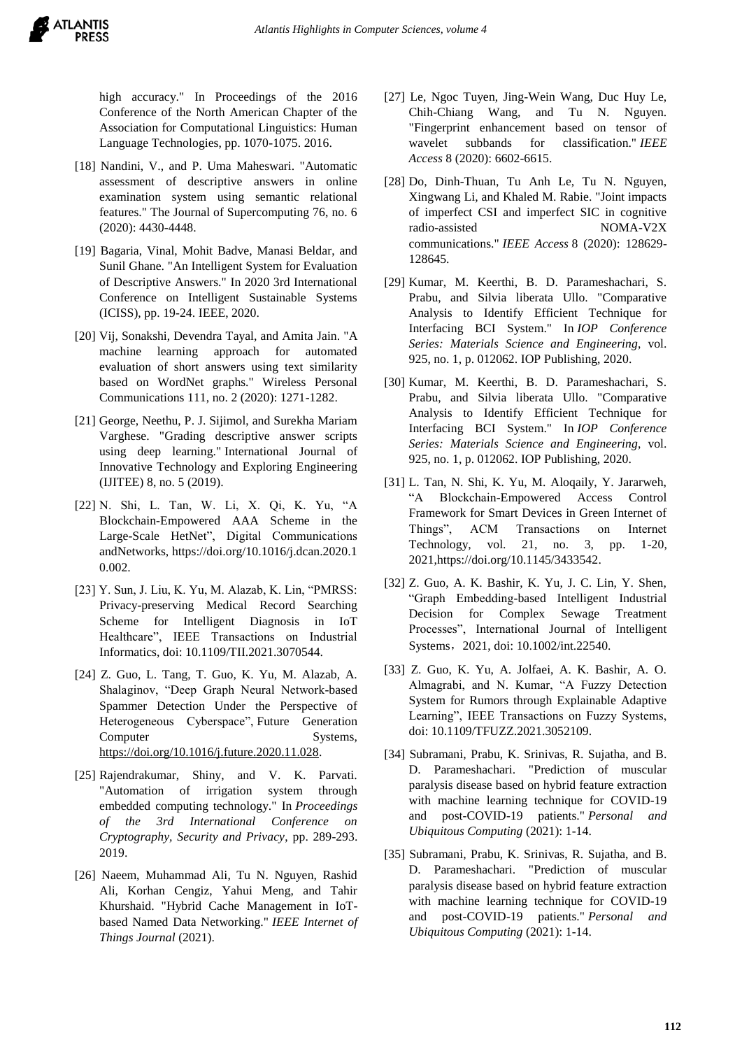high accuracy." In Proceedings of the 2016 Conference of the North American Chapter of the Association for Computational Linguistics: Human Language Technologies, pp. 1070-1075. 2016.

[18] Nandini, V., and P. Uma Maheswari. "Automatic assessment of descriptive answers in online examination system using semantic relational features." The Journal of Supercomputing 76, no. 6 (2020): 4430-4448.

[19] Bagaria, Vinal, Mohit Badve, Manasi Beldar, and Sunil Ghane. "An Intelligent System for Evaluation of Descriptive Answers." In 2020 3rd International Conference on Intelligent Sustainable Systems (ICISS), pp. 19-24. IEEE, 2020.

[20] Vij, Sonakshi, Devendra Tayal, and Amita Jain. "A machine learning approach for automated evaluation of short answers using text similarity based on WordNet graphs." Wireless Personal Communications 111, no. 2 (2020): 1271-1282.

[21] George, Neethu, P. J. Sijimol, and Surekha Mariam Varghese. "Grading descriptive answer scripts using deep learning." International Journal of Innovative Technology and Exploring Engineering (IJITEE) 8, no. 5 (2019).

[22] N. Shi, L. Tan, W. Li, X. Qi, K. Yu, "A Blockchain-Empowered AAA Scheme in the Large-Scale HetNet", Digital Communications andNetworks, https://doi.org/10.1016/j.dcan.2020.10.002.

[23] Y. Sun, J. Liu, K. Yu, M. Alazab, K. Lin, "PMRSS: Privacy-preserving Medical Record Searching Scheme for Intelligent Diagnosis in IoT Healthcare", IEEE Transactions on Industrial Informatics, doi: 10.1109/TII.2021.3070544.

[24] Z. Guo, L. Tang, T. Guo, K. Yu, M. Alazab, A. Shalaginov, "Deep Graph Neural Network-based Spammer Detection Under the Perspective of Heterogeneous Cyberspace", Future Generation Computer Systems, https://doi.org/10.1016/j.future.2020.11.028.

[25] Rajendrakumar, Shiny, and V. K. Parvati. "Automation of irrigation system through embedded computing technology." In *Proceedings of the 3rd International Conference on Cryptography, Security and Privacy*, pp. 289-293. 2019.

[26] Naeem, Muhammad Ali, Tu N. Nguyen, Rashid Ali, Korhan Cengiz, Yahui Meng, and Tahir Khurshaid. "Hybrid Cache Management in IoT-based Named Data Networking." *IEEE Internet of Things Journal* (2021).

[27] Le, Ngoc Tuyen, Jing-Wein Wang, Duc Huy Le, Chih-Chiang Wang, and Tu N. Nguyen. "Fingerprint enhancement based on tensor of wavelet subbands for classification." *IEEE Access* 8 (2020): 6602-6615.

[28] Do, Dinh-Thuan, Tu Anh Le, Tu N. Nguyen, Xingwang Li, and Khaled M. Rabie. "Joint impacts of imperfect CSI and imperfect SIC in cognitive radio-assisted NOMA-V2X communications." *IEEE Access* 8 (2020): 128629-128645.

[29] Kumar, M. Keerthi, B. D. Parameshachari, S. Prabu, and Silvia liberata Ullo. "Comparative Analysis to Identify Efficient Technique for Interfacing BCI System." In *IOP Conference Series: Materials Science and Engineering*, vol. 925, no. 1, p. 012062. IOP Publishing, 2020.

[30] Kumar, M. Keerthi, B. D. Parameshachari, S. Prabu, and Silvia liberata Ullo. "Comparative Analysis to Identify Efficient Technique for Interfacing BCI System." In *IOP Conference Series: Materials Science and Engineering*, vol. 925, no. 1, p. 012062. IOP Publishing, 2020.

[31] L. Tan, N. Shi, K. Yu, M. Aloqaily, Y. Jararweh, "A Blockchain-Empowered Access Control Framework for Smart Devices in Green Internet of Things", ACM Transactions on Internet Technology, vol. 21, no. 3, pp. 1-20, 2021,https://doi.org/10.1145/3433542.

[32] Z. Guo, A. K. Bashir, K. Yu, J. C. Lin, Y. Shen, "Graph Embedding-based Intelligent Industrial Decision for Complex Sewage Treatment Processes", International Journal of Intelligent Systems，2021, doi: 10.1002/int.22540.

[33] Z. Guo, K. Yu, A. Jolfaei, A. K. Bashir, A. O. Almagrabi, and N. Kumar, "A Fuzzy Detection System for Rumors through Explainable Adaptive Learning", IEEE Transactions on Fuzzy Systems, doi: 10.1109/TFUZZ.2021.3052109.

[34] Subramani, Prabu, K. Srinivas, R. Sujatha, and B. D. Parameshachari. "Prediction of muscular paralysis disease based on hybrid feature extraction with machine learning technique for COVID-19 and post-COVID-19 patients." *Personal and Ubiquitous Computing* (2021): 1-14.

[35] Subramani, Prabu, K. Srinivas, R. Sujatha, and B. D. Parameshachari. "Prediction of muscular paralysis disease based on hybrid feature extraction with machine learning technique for COVID-19 and post-COVID-19 patients." *Personal and Ubiquitous Computing* (2021): 1-14.